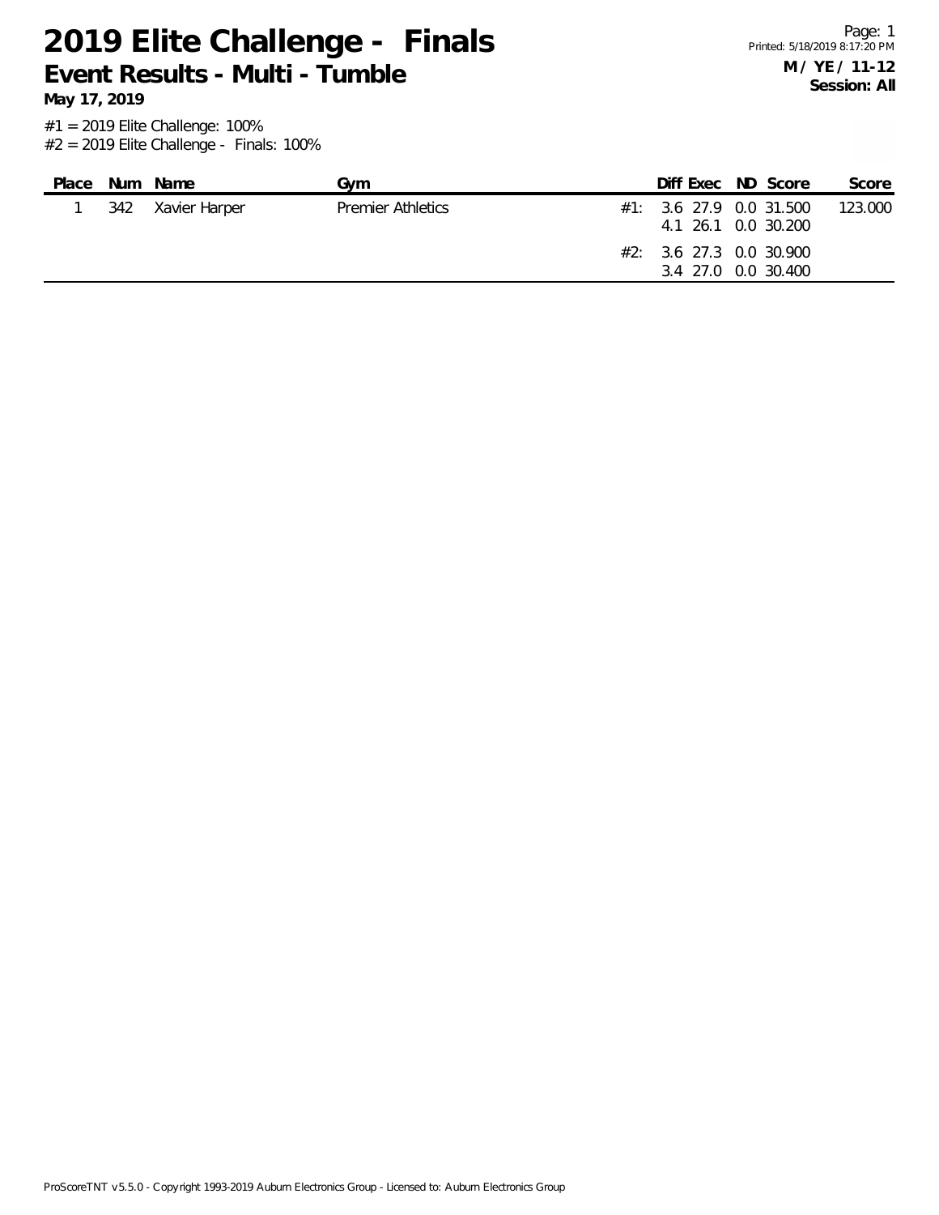# 2019 Elite Challenge - Finals

## Event Results - Multi - Tumble

**May 17, 2019**

**M / YE / 11-12**
**Session: All**

#1 = 2019 Elite Challenge: 100%
#2 = 2019 Elite Challenge - Finals: 100%

| Place | Num | Name | Gym | | Diff | Exec | ND | Score | Score |
|---|---|---|---|---|---|---|---|---|---|
| 1 | 342 | Xavier Harper | Premier Athletics | #1: | 3.6 | 27.9 | 0.0 | 31.500 | 123.000 |
| | | | | | 4.1 | 26.1 | 0.0 | 30.200 | |
| | | | | #2: | 3.6 | 27.3 | 0.0 | 30.900 | |
| | | | | | 3.4 | 27.0 | 0.0 | 30.400 | |

ProScoreTNT v5.5.0 - Copyright 1993-2019 Auburn Electronics Group - Licensed to: Auburn Electronics Group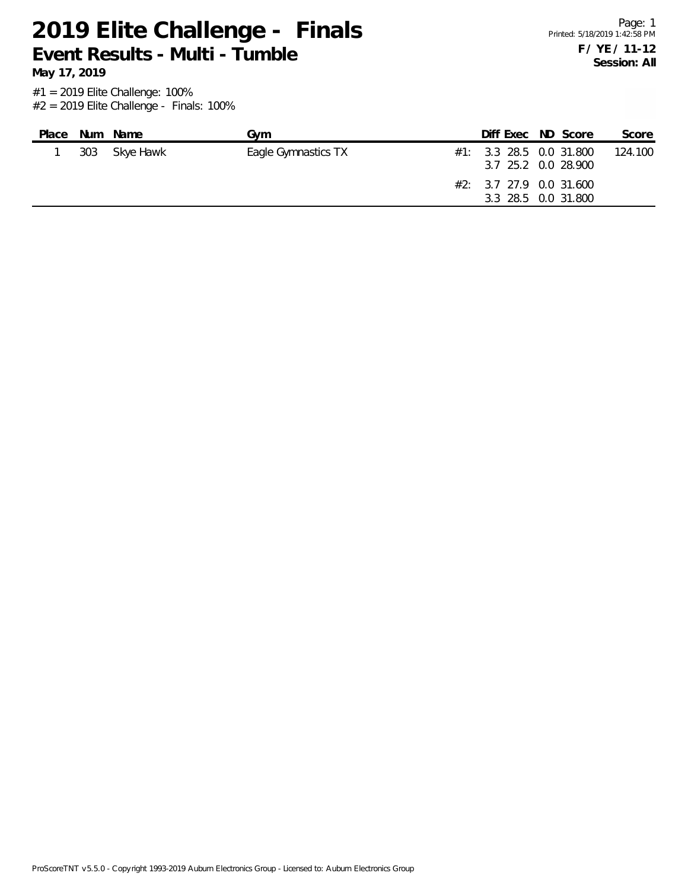# 2019 Elite Challenge - Finals

## Event Results - Multi - Tumble

**May 17, 2019**

**F / YE / 11-12**
**Session: All**

#1 = 2019 Elite Challenge: 100%
#2 = 2019 Elite Challenge - Finals: 100%

| Place | Num | Name | Gym | | Diff | Exec | ND | Score | Score |
|---|---|---|---|---|---|---|---|---|---|
| 1 | 303 | Skye Hawk | Eagle Gymnastics TX | #1: | 3.3 | 28.5 | 0.0 | 31.800 | 124.100 |
| | | | | | 3.7 | 25.2 | 0.0 | 28.900 | |
| | | | | #2: | 3.7 | 27.9 | 0.0 | 31.600 | |
| | | | | | 3.3 | 28.5 | 0.0 | 31.800 | |

ProScoreTNT v5.5.0 - Copyright 1993-2019 Auburn Electronics Group - Licensed to: Auburn Electronics Group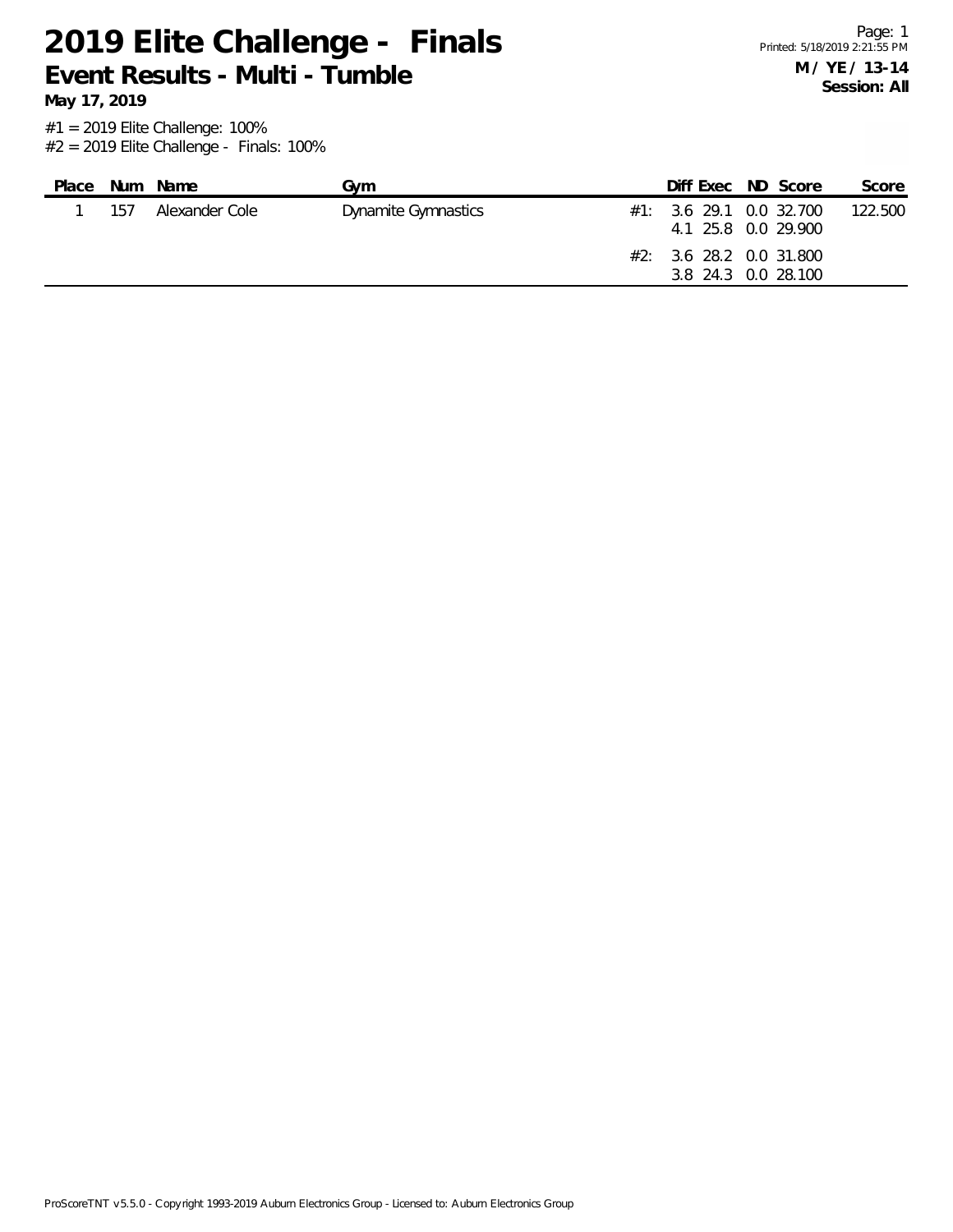# 2019 Elite Challenge - Finals

## Event Results - Multi - Tumble

**May 17, 2019**

**M / YE / 13-14**
**Session: All**

#1 = 2019 Elite Challenge: 100%
#2 = 2019 Elite Challenge - Finals: 100%

| Place | Num | Name | Gym | | Diff | Exec | ND | Score | Score |
|---|---|---|---|---|---|---|---|---|---|
| 1 | 157 | Alexander Cole | Dynamite Gymnastics | #1: | 3.6 | 29.1 | 0.0 | 32.700 | 122.500 |
| | | | | | 4.1 | 25.8 | 0.0 | 29.900 | |
| | | | | #2: | 3.6 | 28.2 | 0.0 | 31.800 | |
| | | | | | 3.8 | 24.3 | 0.0 | 28.100 | |

ProScoreTNT v5.5.0 - Copyright 1993-2019 Auburn Electronics Group - Licensed to: Auburn Electronics Group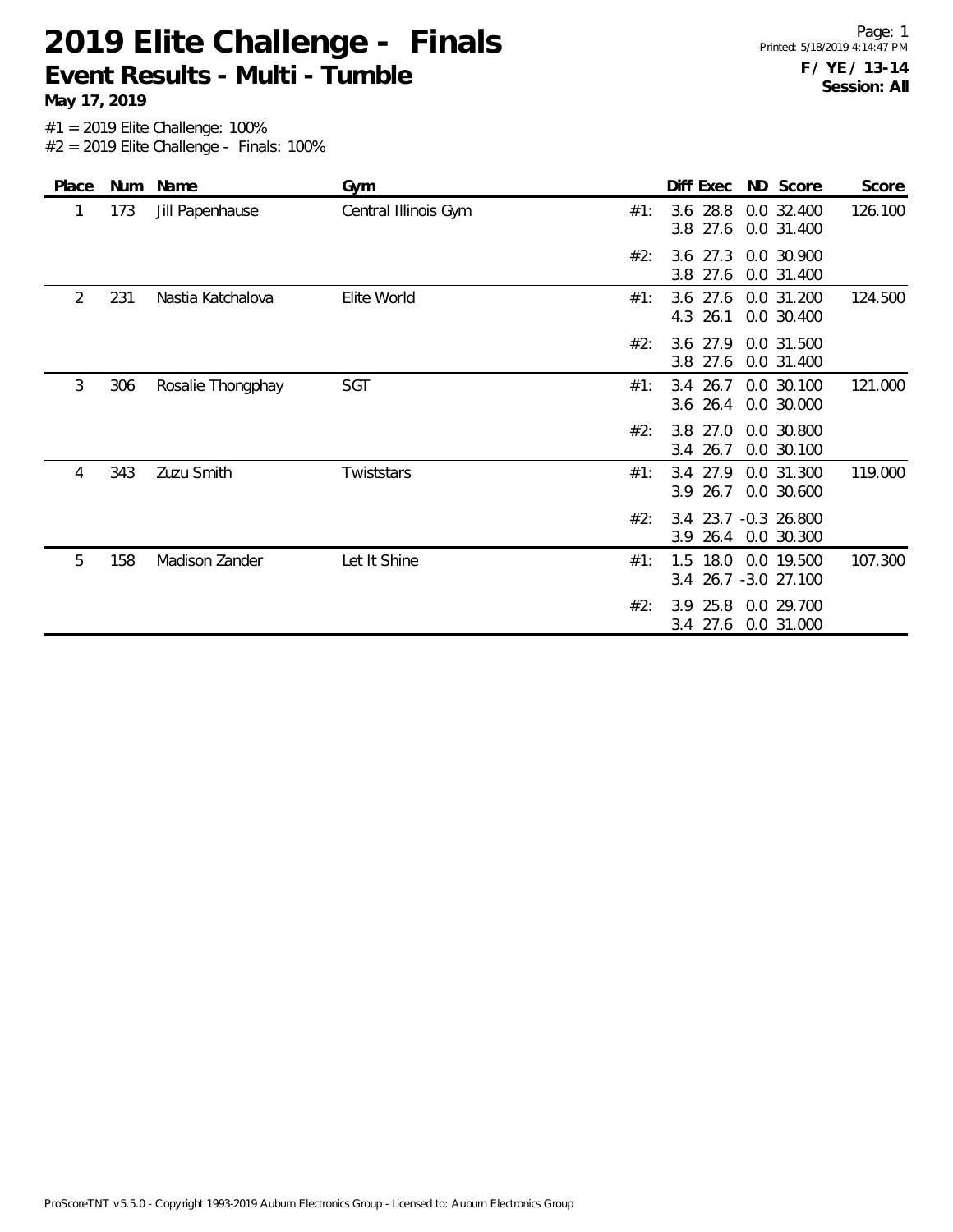# 2019 Elite Challenge - Finals

## Event Results - Multi - Tumble

**May 17, 2019**

**F / YE / 13-14**
**Session: All**

#1 = 2019 Elite Challenge: 100%
#2 = 2019 Elite Challenge - Finals: 100%

| Place | Num | Name | Gym | | Diff | Exec | ND | Score | Score |
|---|---|---|---|---|---|---|---|---|---|
| 1 | 173 | Jill Papenhause | Central Illinois Gym | #1: | 3.6 | 28.8 | 0.0 | 32.400 | 126.100 |
| | | | | | 3.8 | 27.6 | 0.0 | 31.400 | |
| | | | | #2: | 3.6 | 27.3 | 0.0 | 30.900 | |
| | | | | | 3.8 | 27.6 | 0.0 | 31.400 | |
| 2 | 231 | Nastia Katchalova | Elite World | #1: | 3.6 | 27.6 | 0.0 | 31.200 | 124.500 |
| | | | | | 4.3 | 26.1 | 0.0 | 30.400 | |
| | | | | #2: | 3.6 | 27.9 | 0.0 | 31.500 | |
| | | | | | 3.8 | 27.6 | 0.0 | 31.400 | |
| 3 | 306 | Rosalie Thongphay | SGT | #1: | 3.4 | 26.7 | 0.0 | 30.100 | 121.000 |
| | | | | | 3.6 | 26.4 | 0.0 | 30.000 | |
| | | | | #2: | 3.8 | 27.0 | 0.0 | 30.800 | |
| | | | | | 3.4 | 26.7 | 0.0 | 30.100 | |
| 4 | 343 | Zuzu Smith | Twiststars | #1: | 3.4 | 27.9 | 0.0 | 31.300 | 119.000 |
| | | | | | 3.9 | 26.7 | 0.0 | 30.600 | |
| | | | | #2: | 3.4 | 23.7 | -0.3 | 26.800 | |
| | | | | | 3.9 | 26.4 | 0.0 | 30.300 | |
| 5 | 158 | Madison Zander | Let It Shine | #1: | 1.5 | 18.0 | 0.0 | 19.500 | 107.300 |
| | | | | | 3.4 | 26.7 | -3.0 | 27.100 | |
| | | | | #2: | 3.9 | 25.8 | 0.0 | 29.700 | |
| | | | | | 3.4 | 27.6 | 0.0 | 31.000 | |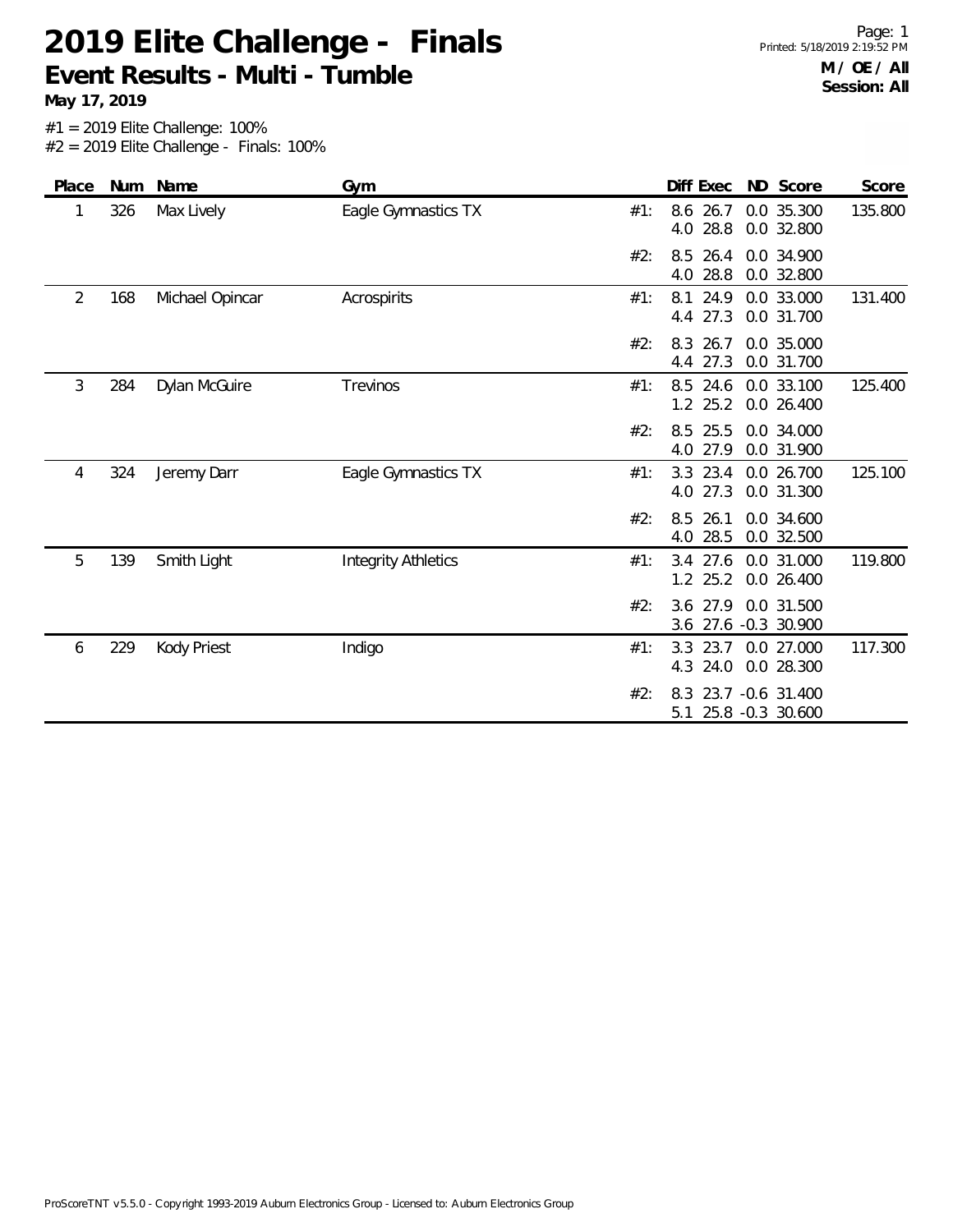# 2019 Elite Challenge - Finals

## Event Results - Multi - Tumble

**May 17, 2019**

**M / OE / All**
**Session: All**

#1 = 2019 Elite Challenge: 100%
#2 = 2019 Elite Challenge - Finals: 100%

| Place | Num | Name | Gym | | Diff | Exec | ND | Score | Score |
|---|---|---|---|---|---|---|---|---|---|
| 1 | 326 | Max Lively | Eagle Gymnastics TX | #1: | 8.6 | 26.7 | 0.0 | 35.300 | 135.800 |
| | | | | | 4.0 | 28.8 | 0.0 | 32.800 | |
| | | | | #2: | 8.5 | 26.4 | 0.0 | 34.900 | |
| | | | | | 4.0 | 28.8 | 0.0 | 32.800 | |
| 2 | 168 | Michael Opincar | Acrospirits | #1: | 8.1 | 24.9 | 0.0 | 33.000 | 131.400 |
| | | | | | 4.4 | 27.3 | 0.0 | 31.700 | |
| | | | | #2: | 8.3 | 26.7 | 0.0 | 35.000 | |
| | | | | | 4.4 | 27.3 | 0.0 | 31.700 | |
| 3 | 284 | Dylan McGuire | Trevinos | #1: | 8.5 | 24.6 | 0.0 | 33.100 | 125.400 |
| | | | | | 1.2 | 25.2 | 0.0 | 26.400 | |
| | | | | #2: | 8.5 | 25.5 | 0.0 | 34.000 | |
| | | | | | 4.0 | 27.9 | 0.0 | 31.900 | |
| 4 | 324 | Jeremy Darr | Eagle Gymnastics TX | #1: | 3.3 | 23.4 | 0.0 | 26.700 | 125.100 |
| | | | | | 4.0 | 27.3 | 0.0 | 31.300 | |
| | | | | #2: | 8.5 | 26.1 | 0.0 | 34.600 | |
| | | | | | 4.0 | 28.5 | 0.0 | 32.500 | |
| 5 | 139 | Smith Light | Integrity Athletics | #1: | 3.4 | 27.6 | 0.0 | 31.000 | 119.800 |
| | | | | | 1.2 | 25.2 | 0.0 | 26.400 | |
| | | | | #2: | 3.6 | 27.9 | 0.0 | 31.500 | |
| | | | | | 3.6 | 27.6 | -0.3 | 30.900 | |
| 6 | 229 | Kody Priest | Indigo | #1: | 3.3 | 23.7 | 0.0 | 27.000 | 117.300 |
| | | | | | 4.3 | 24.0 | 0.0 | 28.300 | |
| | | | | #2: | 8.3 | 23.7 | -0.6 | 31.400 | |
| | | | | | 5.1 | 25.8 | -0.3 | 30.600 | |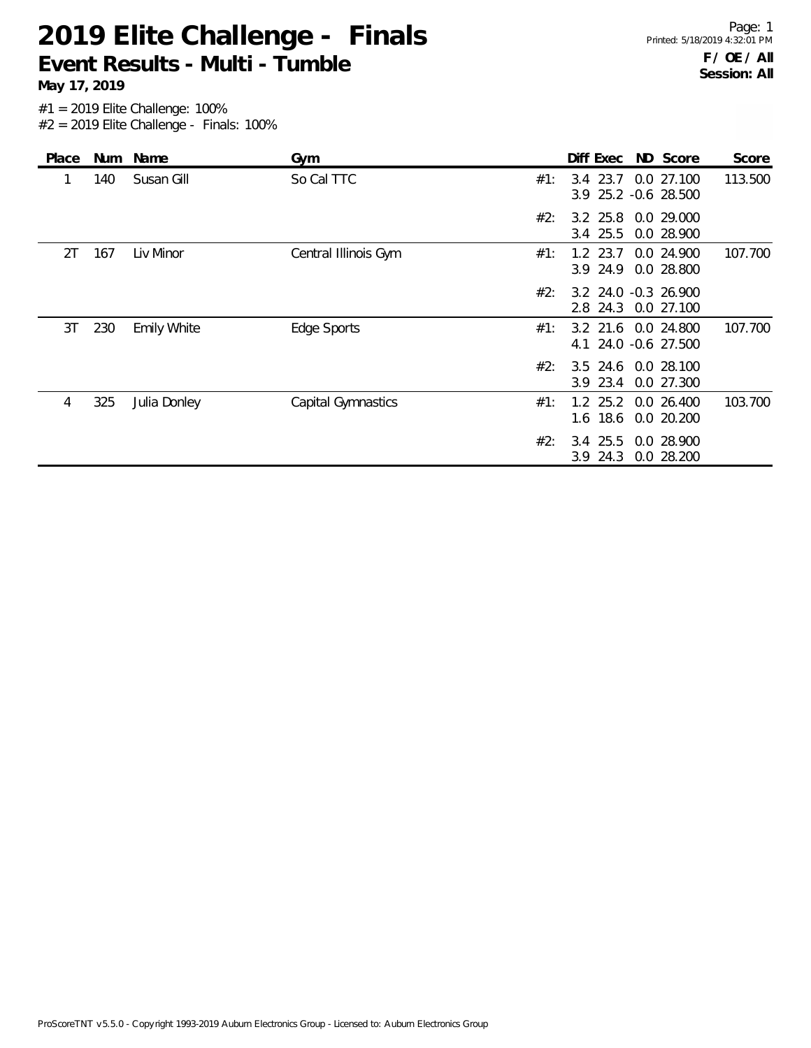# 2019 Elite Challenge - Finals

## Event Results - Multi - Tumble

**May 17, 2019**

**F / OE / All**
**Session: All**

#1 = 2019 Elite Challenge: 100%
#2 = 2019 Elite Challenge - Finals: 100%

| Place | Num | Name | Gym | | Diff | Exec | ND | Score | Score |
|---|---|---|---|---|---|---|---|---|---|
| 1 | 140 | Susan Gill | So Cal TTC | #1: | 3.4 | 23.7 | 0.0 | 27.100 | 113.500 |
| | | | | | 3.9 | 25.2 | -0.6 | 28.500 | |
| | | | | #2: | 3.2 | 25.8 | 0.0 | 29.000 | |
| | | | | | 3.4 | 25.5 | 0.0 | 28.900 | |
| 2T | 167 | Liv Minor | Central Illinois Gym | #1: | 1.2 | 23.7 | 0.0 | 24.900 | 107.700 |
| | | | | | 3.9 | 24.9 | 0.0 | 28.800 | |
| | | | | #2: | 3.2 | 24.0 | -0.3 | 26.900 | |
| | | | | | 2.8 | 24.3 | 0.0 | 27.100 | |
| 3T | 230 | Emily White | Edge Sports | #1: | 3.2 | 21.6 | 0.0 | 24.800 | 107.700 |
| | | | | | 4.1 | 24.0 | -0.6 | 27.500 | |
| | | | | #2: | 3.5 | 24.6 | 0.0 | 28.100 | |
| | | | | | 3.9 | 23.4 | 0.0 | 27.300 | |
| 4 | 325 | Julia Donley | Capital Gymnastics | #1: | 1.2 | 25.2 | 0.0 | 26.400 | 103.700 |
| | | | | | 1.6 | 18.6 | 0.0 | 20.200 | |
| | | | | #2: | 3.4 | 25.5 | 0.0 | 28.900 | |
| | | | | | 3.9 | 24.3 | 0.0 | 28.200 | |

ProScoreTNT v5.5.0 - Copyright 1993-2019 Auburn Electronics Group - Licensed to: Auburn Electronics Group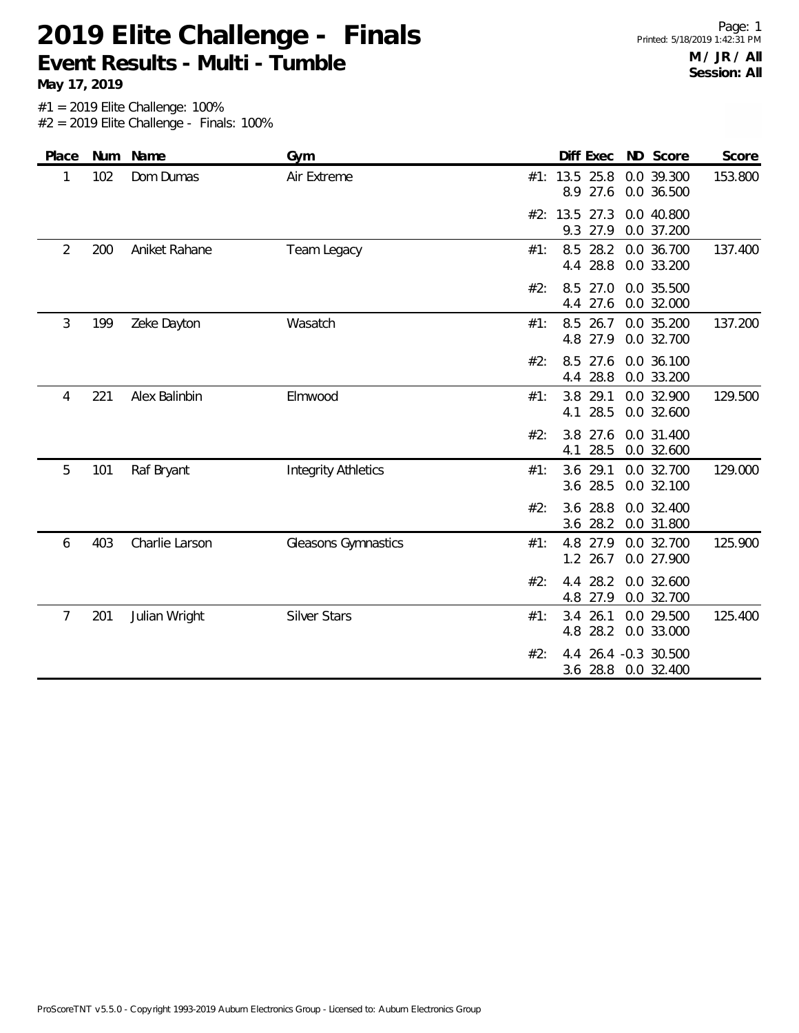# 2019 Elite Challenge - Finals

## Event Results - Multi - Tumble

**May 17, 2019**

**M / JR / All**
**Session: All**

#1 = 2019 Elite Challenge: 100%
#2 = 2019 Elite Challenge - Finals: 100%

| Place | Num | Name | Gym | | Diff | Exec | ND | Score | Score |
|---|---|---|---|---|---|---|---|---|---|
| 1 | 102 | Dom Dumas | Air Extreme | #1: | 13.5 | 25.8 | 0.0 | 39.300 | 153.800 |
| | | | | | 8.9 | 27.6 | 0.0 | 36.500 | |
| | | | | #2: | 13.5 | 27.3 | 0.0 | 40.800 | |
| | | | | | 9.3 | 27.9 | 0.0 | 37.200 | |
| 2 | 200 | Aniket Rahane | Team Legacy | #1: | 8.5 | 28.2 | 0.0 | 36.700 | 137.400 |
| | | | | | 4.4 | 28.8 | 0.0 | 33.200 | |
| | | | | #2: | 8.5 | 27.0 | 0.0 | 35.500 | |
| | | | | | 4.4 | 27.6 | 0.0 | 32.000 | |
| 3 | 199 | Zeke Dayton | Wasatch | #1: | 8.5 | 26.7 | 0.0 | 35.200 | 137.200 |
| | | | | | 4.8 | 27.9 | 0.0 | 32.700 | |
| | | | | #2: | 8.5 | 27.6 | 0.0 | 36.100 | |
| | | | | | 4.4 | 28.8 | 0.0 | 33.200 | |
| 4 | 221 | Alex Balinbin | Elmwood | #1: | 3.8 | 29.1 | 0.0 | 32.900 | 129.500 |
| | | | | | 4.1 | 28.5 | 0.0 | 32.600 | |
| | | | | #2: | 3.8 | 27.6 | 0.0 | 31.400 | |
| | | | | | 4.1 | 28.5 | 0.0 | 32.600 | |
| 5 | 101 | Raf Bryant | Integrity Athletics | #1: | 3.6 | 29.1 | 0.0 | 32.700 | 129.000 |
| | | | | | 3.6 | 28.5 | 0.0 | 32.100 | |
| | | | | #2: | 3.6 | 28.8 | 0.0 | 32.400 | |
| | | | | | 3.6 | 28.2 | 0.0 | 31.800 | |
| 6 | 403 | Charlie Larson | Gleasons Gymnastics | #1: | 4.8 | 27.9 | 0.0 | 32.700 | 125.900 |
| | | | | | 1.2 | 26.7 | 0.0 | 27.900 | |
| | | | | #2: | 4.4 | 28.2 | 0.0 | 32.600 | |
| | | | | | 4.8 | 27.9 | 0.0 | 32.700 | |
| 7 | 201 | Julian Wright | Silver Stars | #1: | 3.4 | 26.1 | 0.0 | 29.500 | 125.400 |
| | | | | | 4.8 | 28.2 | 0.0 | 33.000 | |
| | | | | #2: | 4.4 | 26.4 | -0.3 | 30.500 | |
| | | | | | 3.6 | 28.8 | 0.0 | 32.400 | |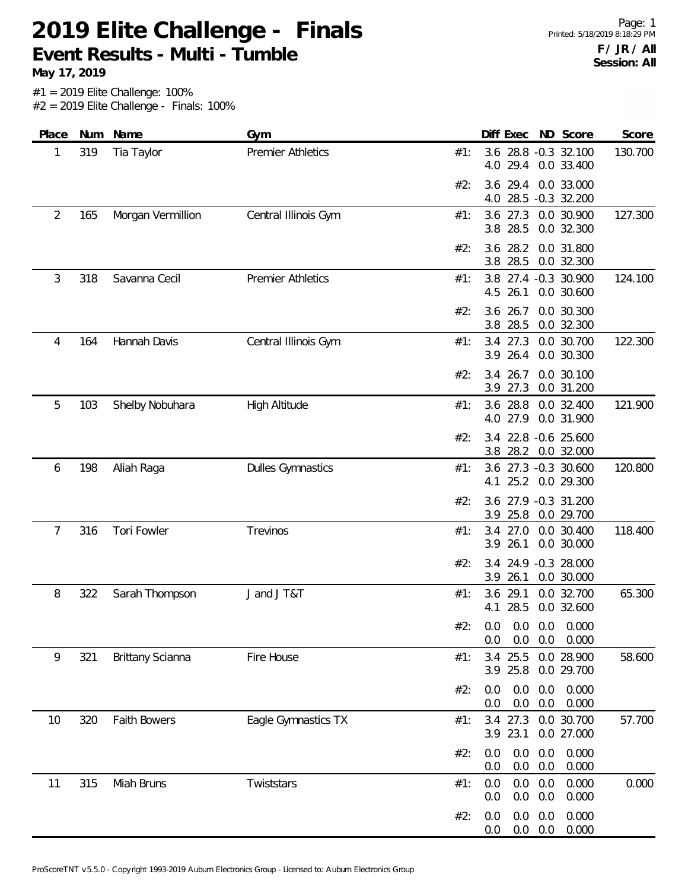# 2019 Elite Challenge - Finals

## Event Results - Multi - Tumble

**May 17, 2019**

**F / JR / All**
**Session: All**

#1 = 2019 Elite Challenge: 100%
#2 = 2019 Elite Challenge - Finals: 100%

| Place | Num | Name | Gym | | Diff | Exec | ND | Score | Score |
|---|---|---|---|---|---|---|---|---|---|
| 1 | 319 | Tia Taylor | Premier Athletics | #1: | 3.6 | 28.8 | -0.3 | 32.100 | 130.700 |
| | | | | | 4.0 | 29.4 | 0.0 | 33.400 | |
| | | | | #2: | 3.6 | 29.4 | 0.0 | 33.000 | |
| | | | | | 4.0 | 28.5 | -0.3 | 32.200 | |
| 2 | 165 | Morgan Vermillion | Central Illinois Gym | #1: | 3.6 | 27.3 | 0.0 | 30.900 | 127.300 |
| | | | | | 3.8 | 28.5 | 0.0 | 32.300 | |
| | | | | #2: | 3.6 | 28.2 | 0.0 | 31.800 | |
| | | | | | 3.8 | 28.5 | 0.0 | 32.300 | |
| 3 | 318 | Savanna Cecil | Premier Athletics | #1: | 3.8 | 27.4 | -0.3 | 30.900 | 124.100 |
| | | | | | 4.5 | 26.1 | 0.0 | 30.600 | |
| | | | | #2: | 3.6 | 26.7 | 0.0 | 30.300 | |
| | | | | | 3.8 | 28.5 | 0.0 | 32.300 | |
| 4 | 164 | Hannah Davis | Central Illinois Gym | #1: | 3.4 | 27.3 | 0.0 | 30.700 | 122.300 |
| | | | | | 3.9 | 26.4 | 0.0 | 30.300 | |
| | | | | #2: | 3.4 | 26.7 | 0.0 | 30.100 | |
| | | | | | 3.9 | 27.3 | 0.0 | 31.200 | |
| 5 | 103 | Shelby Nobuhara | High Altitude | #1: | 3.6 | 28.8 | 0.0 | 32.400 | 121.900 |
| | | | | | 4.0 | 27.9 | 0.0 | 31.900 | |
| | | | | #2: | 3.4 | 22.8 | -0.6 | 25.600 | |
| | | | | | 3.8 | 28.2 | 0.0 | 32.000 | |
| 6 | 198 | Aliah Raga | Dulles Gymnastics | #1: | 3.6 | 27.3 | -0.3 | 30.600 | 120.800 |
| | | | | | 4.1 | 25.2 | 0.0 | 29.300 | |
| | | | | #2: | 3.6 | 27.9 | -0.3 | 31.200 | |
| | | | | | 3.9 | 25.8 | 0.0 | 29.700 | |
| 7 | 316 | Tori Fowler | Trevinos | #1: | 3.4 | 27.0 | 0.0 | 30.400 | 118.400 |
| | | | | | 3.9 | 26.1 | 0.0 | 30.000 | |
| | | | | #2: | 3.4 | 24.9 | -0.3 | 28.000 | |
| | | | | | 3.9 | 26.1 | 0.0 | 30.000 | |
| 8 | 322 | Sarah Thompson | J and J T&T | #1: | 3.6 | 29.1 | 0.0 | 32.700 | 65.300 |
| | | | | | 4.1 | 28.5 | 0.0 | 32.600 | |
| | | | | #2: | 0.0 | 0.0 | 0.0 | 0.000 | |
| | | | | | 0.0 | 0.0 | 0.0 | 0.000 | |
| 9 | 321 | Brittany Scianna | Fire House | #1: | 3.4 | 25.5 | 0.0 | 28.900 | 58.600 |
| | | | | | 3.9 | 25.8 | 0.0 | 29.700 | |
| | | | | #2: | 0.0 | 0.0 | 0.0 | 0.000 | |
| | | | | | 0.0 | 0.0 | 0.0 | 0.000 | |
| 10 | 320 | Faith Bowers | Eagle Gymnastics TX | #1: | 3.4 | 27.3 | 0.0 | 30.700 | 57.700 |
| | | | | | 3.9 | 23.1 | 0.0 | 27.000 | |
| | | | | #2: | 0.0 | 0.0 | 0.0 | 0.000 | |
| | | | | | 0.0 | 0.0 | 0.0 | 0.000 | |
| 11 | 315 | Miah Bruns | Twiststars | #1: | 0.0 | 0.0 | 0.0 | 0.000 | 0.000 |
| | | | | | 0.0 | 0.0 | 0.0 | 0.000 | |
| | | | | #2: | 0.0 | 0.0 | 0.0 | 0.000 | |
| | | | | | 0.0 | 0.0 | 0.0 | 0.000 | |

ProScoreTNT v5.5.0 - Copyright 1993-2019 Auburn Electronics Group - Licensed to: Auburn Electronics Group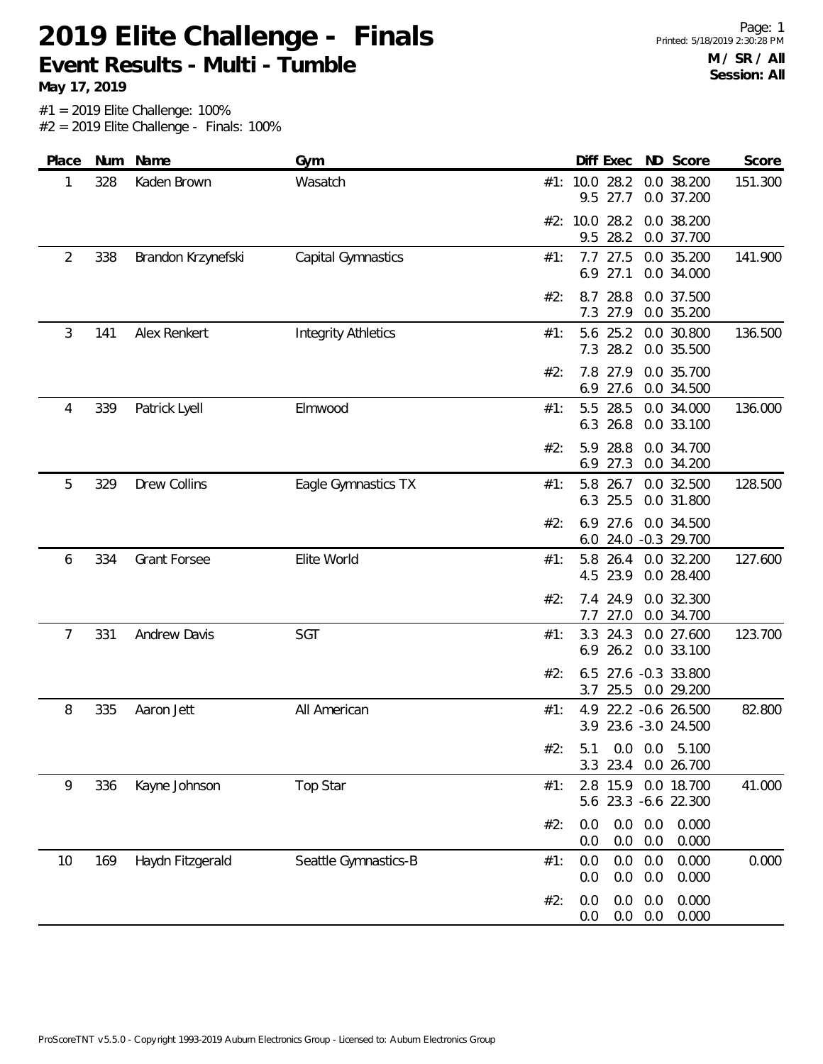# 2019 Elite Challenge - Finals

## Event Results - Multi - Tumble

**May 17, 2019**

**M / SR / All**
**Session: All**

#1 = 2019 Elite Challenge: 100%
#2 = 2019 Elite Challenge - Finals: 100%

| Place | Num | Name | Gym | | Diff | Exec | ND | Score | Score |
|---|---|---|---|---|---|---|---|---|---|
| 1 | 328 | Kaden Brown | Wasatch | #1: | 10.0 | 28.2 | 0.0 | 38.200 | 151.300 |
| | | | | | 9.5 | 27.7 | 0.0 | 37.200 | |
| | | | | #2: | 10.0 | 28.2 | 0.0 | 38.200 | |
| | | | | | 9.5 | 28.2 | 0.0 | 37.700 | |
| 2 | 338 | Brandon Krzynefski | Capital Gymnastics | #1: | 7.7 | 27.5 | 0.0 | 35.200 | 141.900 |
| | | | | | 6.9 | 27.1 | 0.0 | 34.000 | |
| | | | | #2: | 8.7 | 28.8 | 0.0 | 37.500 | |
| | | | | | 7.3 | 27.9 | 0.0 | 35.200 | |
| 3 | 141 | Alex Renkert | Integrity Athletics | #1: | 5.6 | 25.2 | 0.0 | 30.800 | 136.500 |
| | | | | | 7.3 | 28.2 | 0.0 | 35.500 | |
| | | | | #2: | 7.8 | 27.9 | 0.0 | 35.700 | |
| | | | | | 6.9 | 27.6 | 0.0 | 34.500 | |
| 4 | 339 | Patrick Lyell | Elmwood | #1: | 5.5 | 28.5 | 0.0 | 34.000 | 136.000 |
| | | | | | 6.3 | 26.8 | 0.0 | 33.100 | |
| | | | | #2: | 5.9 | 28.8 | 0.0 | 34.700 | |
| | | | | | 6.9 | 27.3 | 0.0 | 34.200 | |
| 5 | 329 | Drew Collins | Eagle Gymnastics TX | #1: | 5.8 | 26.7 | 0.0 | 32.500 | 128.500 |
| | | | | | 6.3 | 25.5 | 0.0 | 31.800 | |
| | | | | #2: | 6.9 | 27.6 | 0.0 | 34.500 | |
| | | | | | 6.0 | 24.0 | -0.3 | 29.700 | |
| 6 | 334 | Grant Forsee | Elite World | #1: | 5.8 | 26.4 | 0.0 | 32.200 | 127.600 |
| | | | | | 4.5 | 23.9 | 0.0 | 28.400 | |
| | | | | #2: | 7.4 | 24.9 | 0.0 | 32.300 | |
| | | | | | 7.7 | 27.0 | 0.0 | 34.700 | |
| 7 | 331 | Andrew Davis | SGT | #1: | 3.3 | 24.3 | 0.0 | 27.600 | 123.700 |
| | | | | | 6.9 | 26.2 | 0.0 | 33.100 | |
| | | | | #2: | 6.5 | 27.6 | -0.3 | 33.800 | |
| | | | | | 3.7 | 25.5 | 0.0 | 29.200 | |
| 8 | 335 | Aaron Jett | All American | #1: | 4.9 | 22.2 | -0.6 | 26.500 | 82.800 |
| | | | | | 3.9 | 23.6 | -3.0 | 24.500 | |
| | | | | #2: | 5.1 | 0.0 | 0.0 | 5.100 | |
| | | | | | 3.3 | 23.4 | 0.0 | 26.700 | |
| 9 | 336 | Kayne Johnson | Top Star | #1: | 2.8 | 15.9 | 0.0 | 18.700 | 41.000 |
| | | | | | 5.6 | 23.3 | -6.6 | 22.300 | |
| | | | | #2: | 0.0 | 0.0 | 0.0 | 0.000 | |
| | | | | | 0.0 | 0.0 | 0.0 | 0.000 | |
| 10 | 169 | Haydn Fitzgerald | Seattle Gymnastics-B | #1: | 0.0 | 0.0 | 0.0 | 0.000 | 0.000 |
| | | | | | 0.0 | 0.0 | 0.0 | 0.000 | |
| | | | | #2: | 0.0 | 0.0 | 0.0 | 0.000 | |
| | | | | | 0.0 | 0.0 | 0.0 | 0.000 | |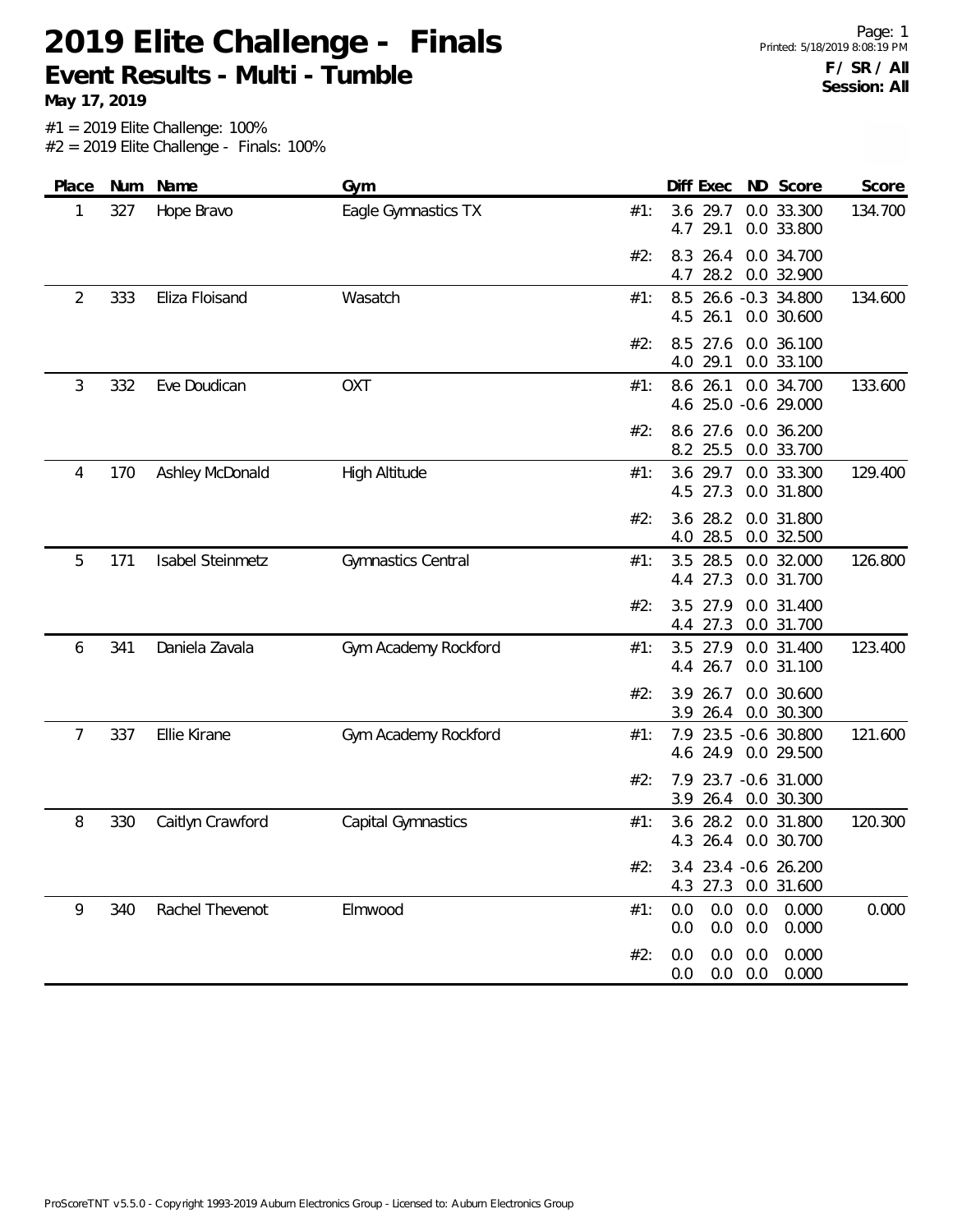# 2019 Elite Challenge - Finals

## Event Results - Multi - Tumble

**May 17, 2019**

**F / SR / All**
**Session: All**

#1 = 2019 Elite Challenge: 100%
#2 = 2019 Elite Challenge - Finals: 100%

| Place | Num | Name | Gym | | Diff | Exec | ND | Score | Score |
|---|---|---|---|---|---|---|---|---|---|
| 1 | 327 | Hope Bravo | Eagle Gymnastics TX | #1: | 3.6 | 29.7 | 0.0 | 33.300 | 134.700 |
| | | | | | 4.7 | 29.1 | 0.0 | 33.800 | |
| | | | | #2: | 8.3 | 26.4 | 0.0 | 34.700 | |
| | | | | | 4.7 | 28.2 | 0.0 | 32.900 | |
| 2 | 333 | Eliza Floisand | Wasatch | #1: | 8.5 | 26.6 | -0.3 | 34.800 | 134.600 |
| | | | | | 4.5 | 26.1 | 0.0 | 30.600 | |
| | | | | #2: | 8.5 | 27.6 | 0.0 | 36.100 | |
| | | | | | 4.0 | 29.1 | 0.0 | 33.100 | |
| 3 | 332 | Eve Doudican | OXT | #1: | 8.6 | 26.1 | 0.0 | 34.700 | 133.600 |
| | | | | | 4.6 | 25.0 | -0.6 | 29.000 | |
| | | | | #2: | 8.6 | 27.6 | 0.0 | 36.200 | |
| | | | | | 8.2 | 25.5 | 0.0 | 33.700 | |
| 4 | 170 | Ashley McDonald | High Altitude | #1: | 3.6 | 29.7 | 0.0 | 33.300 | 129.400 |
| | | | | | 4.5 | 27.3 | 0.0 | 31.800 | |
| | | | | #2: | 3.6 | 28.2 | 0.0 | 31.800 | |
| | | | | | 4.0 | 28.5 | 0.0 | 32.500 | |
| 5 | 171 | Isabel Steinmetz | Gymnastics Central | #1: | 3.5 | 28.5 | 0.0 | 32.000 | 126.800 |
| | | | | | 4.4 | 27.3 | 0.0 | 31.700 | |
| | | | | #2: | 3.5 | 27.9 | 0.0 | 31.400 | |
| | | | | | 4.4 | 27.3 | 0.0 | 31.700 | |
| 6 | 341 | Daniela Zavala | Gym Academy Rockford | #1: | 3.5 | 27.9 | 0.0 | 31.400 | 123.400 |
| | | | | | 4.4 | 26.7 | 0.0 | 31.100 | |
| | | | | #2: | 3.9 | 26.7 | 0.0 | 30.600 | |
| | | | | | 3.9 | 26.4 | 0.0 | 30.300 | |
| 7 | 337 | Ellie Kirane | Gym Academy Rockford | #1: | 7.9 | 23.5 | -0.6 | 30.800 | 121.600 |
| | | | | | 4.6 | 24.9 | 0.0 | 29.500 | |
| | | | | #2: | 7.9 | 23.7 | -0.6 | 31.000 | |
| | | | | | 3.9 | 26.4 | 0.0 | 30.300 | |
| 8 | 330 | Caitlyn Crawford | Capital Gymnastics | #1: | 3.6 | 28.2 | 0.0 | 31.800 | 120.300 |
| | | | | | 4.3 | 26.4 | 0.0 | 30.700 | |
| | | | | #2: | 3.4 | 23.4 | -0.6 | 26.200 | |
| | | | | | 4.3 | 27.3 | 0.0 | 31.600 | |
| 9 | 340 | Rachel Thevenot | Elmwood | #1: | 0.0 | 0.0 | 0.0 | 0.000 | 0.000 |
| | | | | | 0.0 | 0.0 | 0.0 | 0.000 | |
| | | | | #2: | 0.0 | 0.0 | 0.0 | 0.000 | |
| | | | | | 0.0 | 0.0 | 0.0 | 0.000 | |

ProScoreTNT v5.5.0 - Copyright 1993-2019 Auburn Electronics Group - Licensed to: Auburn Electronics Group